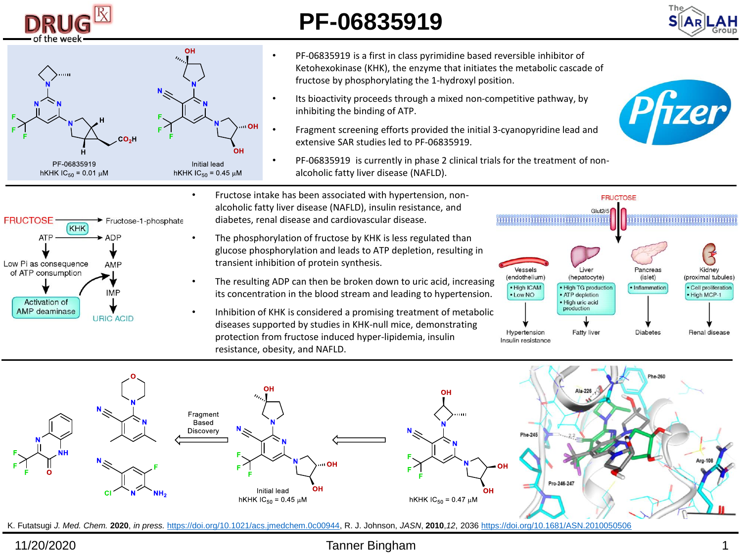# PF-06835919

PF-06835919
hKHK $IC_{50}$ = 0.01 μM

Initial lead
hKHK $IC_{50}$ = 0.45 μM

- PF-06835919 is a first in class pyrimidine based reversible inhibitor of Ketohexokinase (KHK), the enzyme that initiates the metabolic cascade of fructose by phosphorylating the 1-hydroxyl position.
- Its bioactivity proceeds through a mixed non-competitive pathway, by inhibiting the binding of ATP.
- Fragment screening efforts provided the initial 3-cyanopyridine lead and extensive SAR studies led to PF-06835919.
- PF-06835919 is currently in phase 2 clinical trials for the treatment of non-alcoholic fatty liver disease (NAFLD).

FRUCTOSE → (KHK) → Fructose-1-phosphate
ATP → ADP → AMP → IMP → URIC ACID
Low Pi as consequence of ATP consumption → Activation of AMP deaminase

- Fructose intake has been associated with hypertension, non-alcoholic fatty liver disease (NAFLD), insulin resistance, and diabetes, renal disease and cardiovascular disease.
- The phosphorylation of fructose by KHK is less regulated than glucose phosphorylation and leads to ATP depletion, resulting in transient inhibition of protein synthesis.
- The resulting ADP can then be broken down to uric acid, increasing its concentration in the blood stream and leading to hypertension.
- Inhibition of KHK is considered a promising treatment of metabolic diseases supported by studies in KHK-null mice, demonstrating protection from fructose induced hyper-lipidemia, insulin resistance, obesity, and NAFLD.

FRUCTOSE — Glut2/5

| Vessels (endothelium) | Liver (hepatocyte) | Pancreas (islet) | Kidney (proximal tubules) |
| --- | --- | --- | --- |
| • High ICAM • Low NO | • High TG production • ATP depletion • High uric acid production | • Inflammation | • Cell proliferation • High MCP-1 |
| Hypertension Insulin resistance | Fatty liver | Diabetes | Renal disease |

Fragment Based Discovery

Initial lead
hKHK $IC_{50}$ = 0.45 μM

hKHK $IC_{50}$ = 0.47 μM

Phe-260, Ala-226, Phe-245, Pro-246-247, Arg-108

K. Futatsugi *J. Med. Chem.* **2020**, *in press*. https://doi.org/10.1021/acs.jmedchem.0c00944, R. J. Johnson, *JASN*, **2010**,*12*, 2036 https://doi.org/10.1681/ASN.2010050506

11/20/2020 Tanner Bingham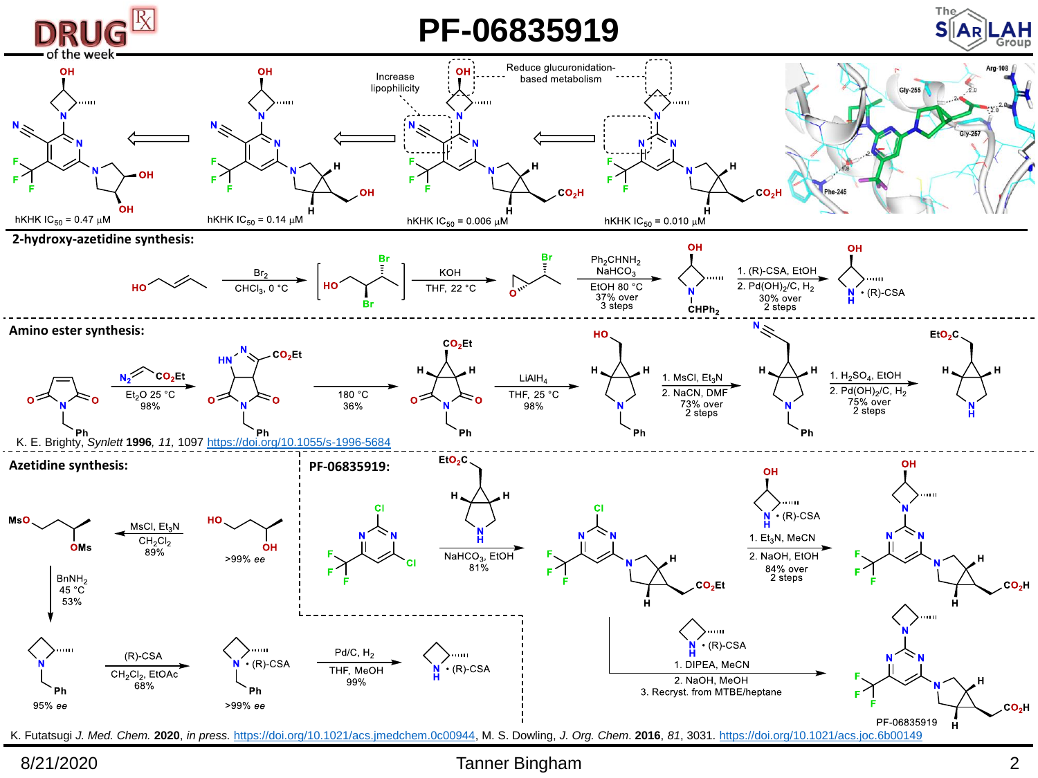# PF-06835919

Increase lipophilicity

Reduce glucuronidation-based metabolism

hKHK $IC_{50}$ = 0.47 μM

hKHK $IC_{50}$ = 0.14 μM

hKHK $IC_{50}$ = 0.006 μM

hKHK $IC_{50}$ = 0.010 μM

Arg-108

Gly-255

Gly-257

Phe-245

## 2-hydroxy-azetidine synthesis:

$Br_2$, $CHCl_3$, 0 °C

KOH, THF, 22 °C

$Ph_2CHNH_2$, $NaHCO_3$, EtOH 80 °C, 37% over 3 steps

1. (R)-CSA, EtOH
2. $Pd(OH)_2/C$, $H_2$

30% over 2 steps

• (R)-CSA

## Amino ester synthesis:

$N_2CHCO_2Et$, $Et_2O$ 25 °C, 98%

180 °C, 36%

$LiAlH_4$, THF, 25 °C, 98%

1. MsCl, $Et_3N$
2. NaCN, DMF

73% over 2 steps

1. $H_2SO_4$, EtOH
2. $Pd(OH)_2/C$, $H_2$

75% over 2 steps

K. E. Brighty, *Synlett* **1996**, *11*, 1097 https://doi.org/10.1055/s-1996-5684

## Azetidine synthesis:

>99% *ee*

MsCl, $Et_3N$, $CH_2Cl_2$, 89%

$BnNH_2$, 45 °C, 53%

95% *ee*

(R)-CSA, $CH_2Cl_2$, EtOAc, 68%

• (R)-CSA

>99% *ee*

Pd/C, $H_2$, THF, MeOH, 99%

• (R)-CSA

## PF-06835919:

$NaHCO_3$, EtOH, 81%

• (R)-CSA

1. $Et_3N$, MeCN
2. NaOH, EtOH

84% over 2 steps

• (R)-CSA

1. DIPEA, MeCN
2. NaOH, MeOH
3. Recryst. from MTBE/heptane

PF-06835919

K. Futatsugi *J. Med. Chem.* **2020**, *in press*. https://doi.org/10.1021/acs.jmedchem.0c00944, M. S. Dowling, *J. Org. Chem.* **2016**, *81*, 3031. https://doi.org/10.1021/acs.joc.6b00149

8/21/2020 Tanner Bingham